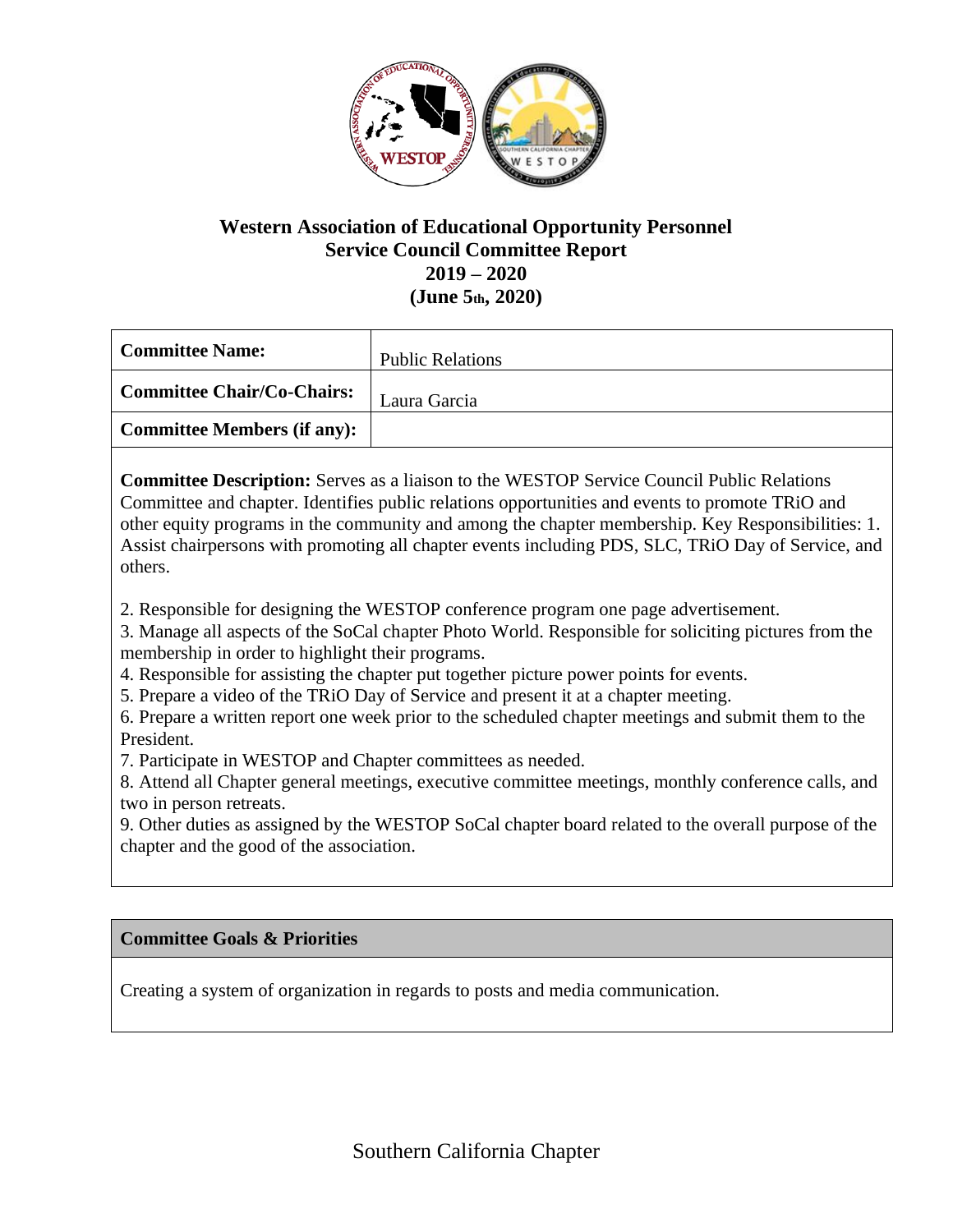# Western Association of Educational Opportunity Personnel
## Service Council Committee Report
## 2019 – 2020
## (June 5th, 2020)

| **Committee Name:** | Public Relations |
|---|---|
| **Committee Chair/Co-Chairs:** | Laura Garcia |
| **Committee Members (if any):** | |

**Committee Description:** Serves as a liaison to the WESTOP Service Council Public Relations Committee and chapter. Identifies public relations opportunities and events to promote TRiO and other equity programs in the community and among the chapter membership. Key Responsibilities: 1. Assist chairpersons with promoting all chapter events including PDS, SLC, TRiO Day of Service, and others.

2. Responsible for designing the WESTOP conference program one page advertisement.
3. Manage all aspects of the SoCal chapter Photo World. Responsible for soliciting pictures from the membership in order to highlight their programs.
4. Responsible for assisting the chapter put together picture power points for events.
5. Prepare a video of the TRiO Day of Service and present it at a chapter meeting.
6. Prepare a written report one week prior to the scheduled chapter meetings and submit them to the President.
7. Participate in WESTOP and Chapter committees as needed.
8. Attend all Chapter general meetings, executive committee meetings, monthly conference calls, and two in person retreats.
9. Other duties as assigned by the WESTOP SoCal chapter board related to the overall purpose of the chapter and the good of the association.

### Committee Goals & Priorities

Creating a system of organization in regards to posts and media communication.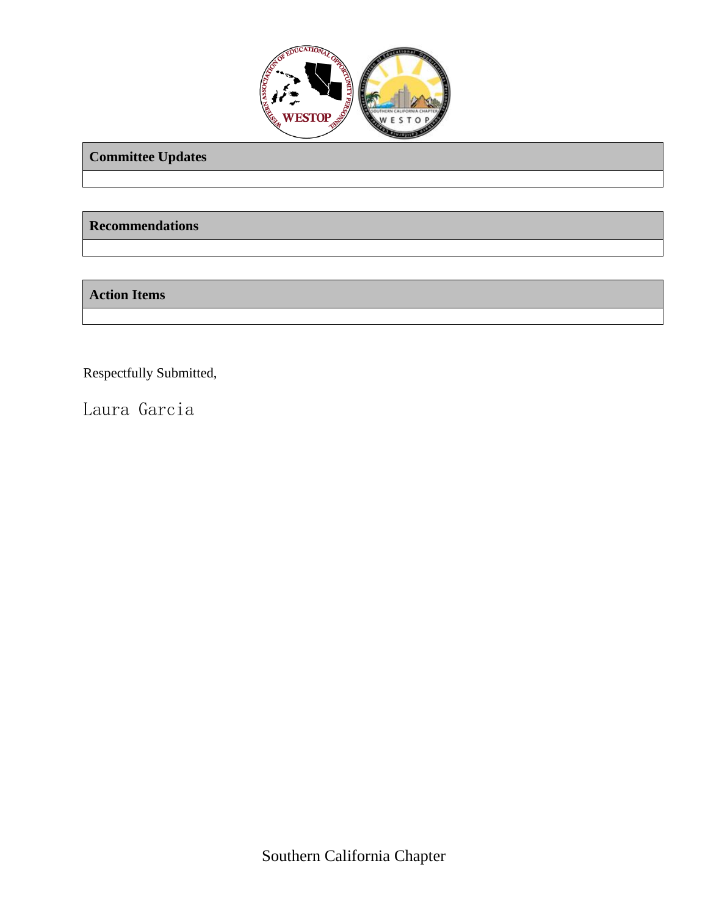| Committee Updates |
| --- |
| |

| Recommendations |
| --- |
| |

| Action Items |
| --- |
| |

Respectfully Submitted,

Laura Garcia